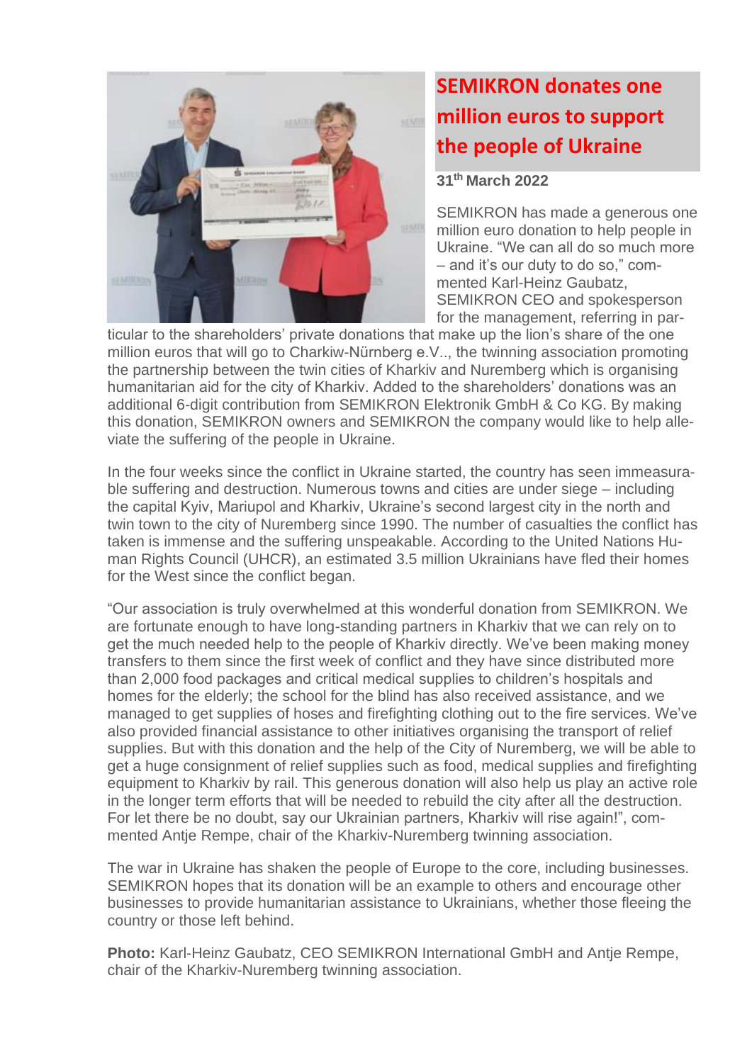# SEMIKRON donates one million euros to support the people of Ukraine

**31th March 2022**

SEMIKRON has made a generous one million euro donation to help people in Ukraine. "We can all do so much more – and it's our duty to do so," commented Karl-Heinz Gaubatz, SEMIKRON CEO and spokesperson for the management, referring in particular to the shareholders' private donations that make up the lion's share of the one million euros that will go to Charkiw-Nürnberg e.V.., the twinning association promoting the partnership between the twin cities of Kharkiv and Nuremberg which is organising humanitarian aid for the city of Kharkiv. Added to the shareholders' donations was an additional 6-digit contribution from SEMIKRON Elektronik GmbH & Co KG. By making this donation, SEMIKRON owners and SEMIKRON the company would like to help alleviate the suffering of the people in Ukraine.

In the four weeks since the conflict in Ukraine started, the country has seen immeasurable suffering and destruction. Numerous towns and cities are under siege – including the capital Kyiv, Mariupol and Kharkiv, Ukraine's second largest city in the north and twin town to the city of Nuremberg since 1990. The number of casualties the conflict has taken is immense and the suffering unspeakable. According to the United Nations Human Rights Council (UHCR), an estimated 3.5 million Ukrainians have fled their homes for the West since the conflict began.

"Our association is truly overwhelmed at this wonderful donation from SEMIKRON. We are fortunate enough to have long-standing partners in Kharkiv that we can rely on to get the much needed help to the people of Kharkiv directly. We've been making money transfers to them since the first week of conflict and they have since distributed more than 2,000 food packages and critical medical supplies to children's hospitals and homes for the elderly; the school for the blind has also received assistance, and we managed to get supplies of hoses and firefighting clothing out to the fire services. We've also provided financial assistance to other initiatives organising the transport of relief supplies. But with this donation and the help of the City of Nuremberg, we will be able to get a huge consignment of relief supplies such as food, medical supplies and firefighting equipment to Kharkiv by rail. This generous donation will also help us play an active role in the longer term efforts that will be needed to rebuild the city after all the destruction. For let there be no doubt, say our Ukrainian partners, Kharkiv will rise again!", commented Antje Rempe, chair of the Kharkiv-Nuremberg twinning association.

The war in Ukraine has shaken the people of Europe to the core, including businesses. SEMIKRON hopes that its donation will be an example to others and encourage other businesses to provide humanitarian assistance to Ukrainians, whether those fleeing the country or those left behind.

**Photo:** Karl-Heinz Gaubatz, CEO SEMIKRON International GmbH and Antje Rempe, chair of the Kharkiv-Nuremberg twinning association.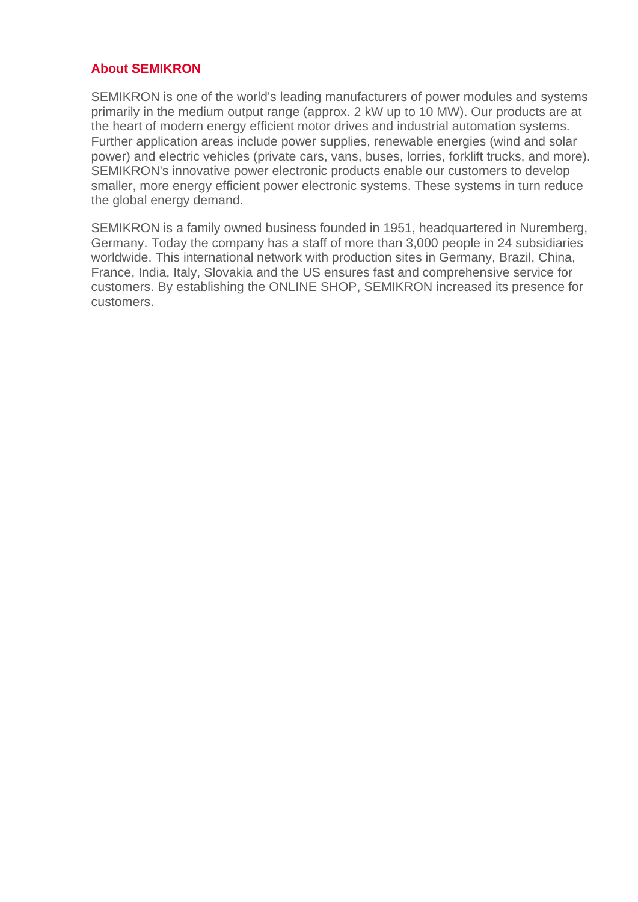## About SEMIKRON

SEMIKRON is one of the world's leading manufacturers of power modules and systems primarily in the medium output range (approx. 2 kW up to 10 MW). Our products are at the heart of modern energy efficient motor drives and industrial automation systems. Further application areas include power supplies, renewable energies (wind and solar power) and electric vehicles (private cars, vans, buses, lorries, forklift trucks, and more). SEMIKRON's innovative power electronic products enable our customers to develop smaller, more energy efficient power electronic systems. These systems in turn reduce the global energy demand.

SEMIKRON is a family owned business founded in 1951, headquartered in Nuremberg, Germany. Today the company has a staff of more than 3,000 people in 24 subsidiaries worldwide. This international network with production sites in Germany, Brazil, China, France, India, Italy, Slovakia and the US ensures fast and comprehensive service for customers. By establishing the ONLINE SHOP, SEMIKRON increased its presence for customers.